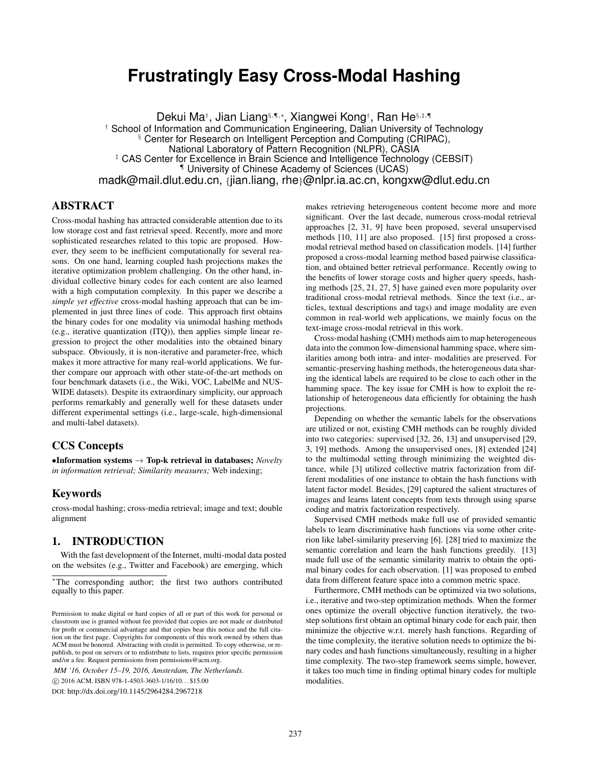# Frustratingly Easy Cross-Modal Hashing

Dekui Ma[†], Jian Liang[§,¶,*], Xiangwei Kong[†], Ran He[§,‡,¶]

[†] School of Information and Communication Engineering, Dalian University of Technology
[§] Center for Research on Intelligent Perception and Computing (CRIPAC), National Laboratory of Pattern Recognition (NLPR), CASIA
[‡] CAS Center for Excellence in Brain Science and Intelligence Technology (CEBSIT)
[¶] University of Chinese Academy of Sciences (UCAS)

madk@mail.dlut.edu.cn, {jian.liang, rhe}@nlpr.ia.ac.cn, kongxw@dlut.edu.cn

## ABSTRACT

Cross-modal hashing has attracted considerable attention due to its low storage cost and fast retrieval speed. Recently, more and more sophisticated researches related to this topic are proposed. However, they seem to be inefficient computationally for several reasons. On one hand, learning coupled hash projections makes the iterative optimization problem challenging. On the other hand, individual collective binary codes for each content are also learned with a high computation complexity. In this paper we describe a *simple yet effective* cross-modal hashing approach that can be implemented in just three lines of code. This approach first obtains the binary codes for one modality via unimodal hashing methods (e.g., iterative quantization (ITQ)), then applies simple linear regression to project the other modalities into the obtained binary subspace. Obviously, it is non-iterative and parameter-free, which makes it more attractive for many real-world applications. We further compare our approach with other state-of-the-art methods on four benchmark datasets (i.e., the Wiki, VOC, LabelMe and NUS-WIDE datasets). Despite its extraordinary simplicity, our approach performs remarkably and generally well for these datasets under different experimental settings (i.e., large-scale, high-dimensional and multi-label datasets).

## CCS Concepts

•**Information systems** → **Top-k retrieval in databases;** *Novelty in information retrieval; Similarity measures;* Web indexing;

## Keywords

cross-modal hashing; cross-media retrieval; image and text; double alignment

## 1. INTRODUCTION

With the fast development of the Internet, multi-modal data posted on the websites (e.g., Twitter and Facebook) are emerging, which makes retrieving heterogeneous content become more and more significant. Over the last decade, numerous cross-modal retrieval approaches [2, 31, 9] have been proposed, several unsupervised methods [10, 11] are also proposed. [15] first proposed a cross-modal retrieval method based on classification models. [14] further proposed a cross-modal learning method based pairwise classification, and obtained better retrieval performance. Recently owing to the benefits of lower storage costs and higher query speeds, hashing methods [25, 21, 27, 5] have gained even more popularity over traditional cross-modal retrieval methods. Since the text (i.e., articles, textual descriptions and tags) and image modality are even common in real-world web applications, we mainly focus on the text-image cross-modal retrieval in this work.

Cross-modal hashing (CMH) methods aim to map heterogeneous data into the common low-dimensional hamming space, where similarities among both intra- and inter- modalities are preserved. For semantic-preserving hashing methods, the heterogeneous data sharing the identical labels are required to be close to each other in the hamming space. The key issue for CMH is how to exploit the relationship of heterogeneous data efficiently for obtaining the hash projections.

Depending on whether the semantic labels for the observations are utilized or not, existing CMH methods can be roughly divided into two categories: supervised [32, 26, 13] and unsupervised [29, 3, 19] methods. Among the unsupervised ones, [8] extended [24] to the multimodal setting through minimizing the weighted distance, while [3] utilized collective matrix factorization from different modalities of one instance to obtain the hash functions with latent factor model. Besides, [29] captured the salient structures of images and learns latent concepts from texts through using sparse coding and matrix factorization respectively.

Supervised CMH methods make full use of provided semantic labels to learn discriminative hash functions via some other criterion like label-similarity preserving [6]. [28] tried to maximize the semantic correlation and learn the hash functions greedily. [13] made full use of the semantic similarity matrix to obtain the optimal binary codes for each observation. [1] was proposed to embed data from different feature space into a common metric space.

Furthermore, CMH methods can be optimized via two solutions, i.e., iterative and two-step optimization methods. When the former ones optimize the overall objective function iteratively, the two-step solutions first obtain an optimal binary code for each pair, then minimize the objective w.r.t. merely hash functions. Regarding of the time complexity, the iterative solution needs to optimize the binary codes and hash functions simultaneously, resulting in a higher time complexity. The two-step framework seems simple, however, it takes too much time in finding optimal binary codes for multiple modalities.

*The corresponding author; the first two authors contributed equally to this paper.

Permission to make digital or hard copies of all or part of this work for personal or classroom use is granted without fee provided that copies are not made or distributed for profit or commercial advantage and that copies bear this notice and the full citation on the first page. Copyrights for components of this work owned by others than ACM must be honored. Abstracting with credit is permitted. To copy otherwise, or republish, to post on servers or to redistribute to lists, requires prior specific permission and/or a fee. Request permissions from permissions@acm.org.

*MM '16, October 15–19, 2016, Amsterdam, The Netherlands.*
© 2016 ACM. ISBN 978-1-4503-3603-1/16/10…$15.00
DOI: http://dx.doi.org/10.1145/2964284.2967218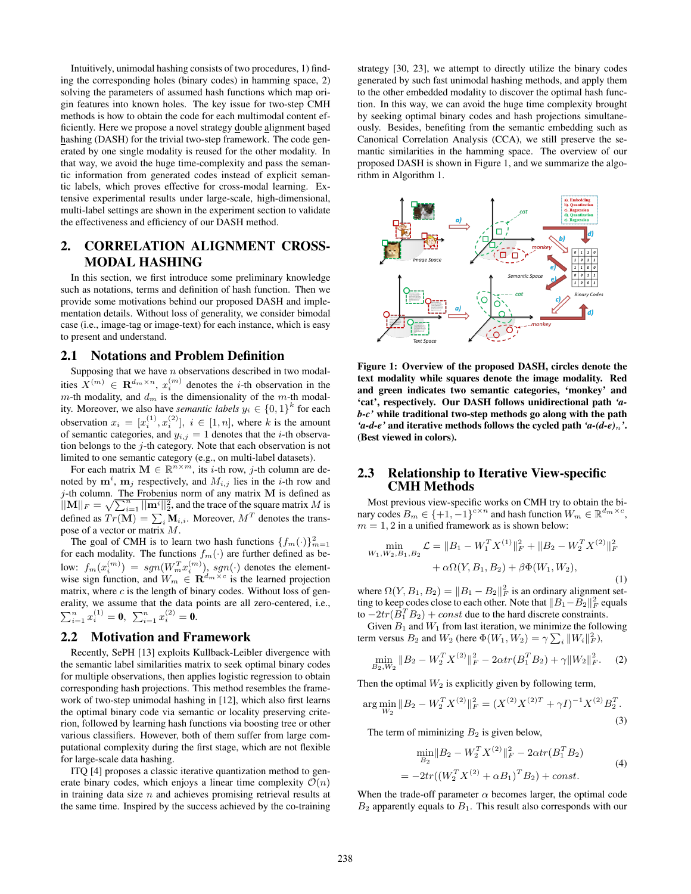Intuitively, unimodal hashing consists of two procedures, 1) finding the corresponding holes (binary codes) in hamming space, 2) solving the parameters of assumed hash functions which map origin features into known holes. The key issue for two-step CMH methods is how to obtain the code for each multimodal content efficiently. Here we propose a novel strategy double alignment based hashing (DASH) for the trivial two-step framework. The code generated by one single modality is reused for the other modality. In that way, we avoid the huge time-complexity and pass the semantic information from generated codes instead of explicit semantic labels, which proves effective for cross-modal learning. Extensive experimental results under large-scale, high-dimensional, multi-label settings are shown in the experiment section to validate the effectiveness and efficiency of our DASH method.

## 2. CORRELATION ALIGNMENT CROSS-MODAL HASHING

In this section, we first introduce some preliminary knowledge such as notations, terms and definition of hash function. Then we provide some motivations behind our proposed DASH and implementation details. Without loss of generality, we consider bimodal case (i.e., image-tag or image-text) for each instance, which is easy to present and understand.

### 2.1 Notations and Problem Definition

Supposing that we have $n$ observations described in two modalities $X^{(m)} \in \mathbf{R}^{d_m \times n}$, $x_i^{(m)}$ denotes the $i$-th observation in the $m$-th modality, and $d_m$ is the dimensionality of the $m$-th modality. Moreover, we also have *semantic labels* $y_i \in \{0,1\}^k$ for each observation $x_i = [x_i^{(1)}, x_i^{(2)}]$, $i \in [1,n]$, where $k$ is the amount of semantic categories, and $y_{i,j} = 1$ denotes that the $i$-th observation belongs to the $j$-th category. Note that each observation is not limited to one semantic category (e.g., on multi-label datasets).

For each matrix $\mathbf{M} \in \mathbb{R}^{n \times m}$, its $i$-th row, $j$-th column are denoted by $\mathbf{m}^i$, $\mathbf{m}_j$ respectively, and $M_{i,j}$ lies in the $i$-th row and $j$-th column. The Frobenius norm of any matrix $\mathbf{M}$ is defined as $||\mathbf{M}||_F = \sqrt{\sum_{i=1}^{n} ||\mathbf{m}^i||_2^2}$, and the trace of the square matrix $M$ is defined as $Tr(\mathbf{M}) = \sum_i \mathbf{M}_{i,i}$. Moreover, $M^T$ denotes the transpose of a vector or matrix $M$.

The goal of CMH is to learn two hash functions $\{f_m(\cdot)\}_{m=1}^2$ for each modality. The functions $f_m(\cdot)$ are further defined as below: $f_m(x_i^{(m)}) = sgn(W_m^T x_i^{(m)})$, $sgn(\cdot)$ denotes the element-wise sign function, and $W_m \in \mathbf{R}^{d_m \times c}$ is the learned projection matrix, where $c$ is the length of binary codes. Without loss of generality, we assume that the data points are all zero-centered, i.e., $\sum_{i=1}^n x_i^{(1)} = \mathbf{0}$, $\sum_{i=1}^n x_i^{(2)} = \mathbf{0}$.

### 2.2 Motivation and Framework

Recently, SePH [13] exploits Kullback-Leibler divergence with the semantic label similarities matrix to seek optimal binary codes for multiple observations, then applies logistic regression to obtain corresponding hash projections. This method resembles the framework of two-step unimodal hashing in [12], which also first learns the optimal binary code via semantic or locality preserving criterion, followed by learning hash functions via boosting tree or other various classifiers. However, both of them suffer from large computational complexity during the first stage, which are not flexible for large-scale data hashing.

ITQ [4] proposes a classic iterative quantization method to generate binary codes, which enjoys a linear time complexity $\mathcal{O}(n)$ in training data size $n$ and achieves promising retrieval results at the same time. Inspired by the success achieved by the co-training strategy [30, 23], we attempt to directly utilize the binary codes generated by such fast unimodal hashing methods, and apply them to the other embedded modality to discover the optimal hash function. In this way, we can avoid the huge time complexity brought by seeking optimal binary codes and hash projections simultaneously. Besides, benefiting from the semantic embedding such as Canonical Correlation Analysis (CCA), we still preserve the semantic similarities in the hamming space. The overview of our proposed DASH is shown in Figure 1, and we summarize the algorithm in Algorithm 1.

**Figure 1: Overview of the proposed DASH, circles denote the text modality while squares denote the image modality. Red and green indicates two semantic categories, 'monkey' and 'cat', respectively. Our DASH follows unidirectional path *'a-b-c'* while traditional two-step methods go along with the path *'a-d-e'* and iterative methods follows the cycled path *'a-(d-e)$_n$'*. (Best viewed in colors).**

### 2.3 Relationship to Iterative View-specific CMH Methods

Most previous view-specific works on CMH try to obtain the binary codes $B_m \in \{+1,-1\}^{c \times n}$ and hash function $W_m \in \mathbb{R}^{d_m \times c}$, $m = 1,2$ in a unified framework as is shown below:

$$\min_{W_1,W_2,B_1,B_2} \mathcal{L} = \|B_1 - W_1^T X^{(1)}\|_F^2 + \|B_2 - W_2^T X^{(2)}\|_F^2 + \alpha\Omega(Y, B_1, B_2) + \beta\Phi(W_1, W_2), \tag{1}$$

where $\Omega(Y, B_1, B_2) = \|B_1 - B_2\|_F^2$ is an ordinary alignment setting to keep codes close to each other. Note that $\|B_1 - B_2\|_F^2$ equals to $-2tr(B_1^T B_2) + const$ due to the hard discrete constraints.

Given $B_1$ and $W_1$ from last iteration, we minimize the following term versus $B_2$ and $W_2$ (here $\Phi(W_1, W_2) = \gamma \sum_i \|W_i\|_F^2$),

$$\min_{B_2,W_2} \|B_2 - W_2^T X^{(2)}\|_F^2 - 2\alpha tr(B_1^T B_2) + \gamma\|W_2\|_F^2. \tag{2}$$

Then the optimal $W_2$ is explicitly given by following term,

$$\arg\min_{W_2} \|B_2 - W_2^T X^{(2)}\|_F^2 = (X^{(2)} X^{(2)T} + \gamma I)^{-1} X^{(2)} B_2^T. \tag{3}$$

The term of minimizing $B_2$ is given below,

$$\min_{B_2} \|B_2 - W_2^T X^{(2)}\|_F^2 - 2\alpha tr(B_1^T B_2) = -2tr((W_2^T X^{(2)} + \alpha B_1)^T B_2) + const. \tag{4}$$

When the trade-off parameter $\alpha$ becomes larger, the optimal code $B_2$ apparently equals to $B_1$. This result also corresponds with our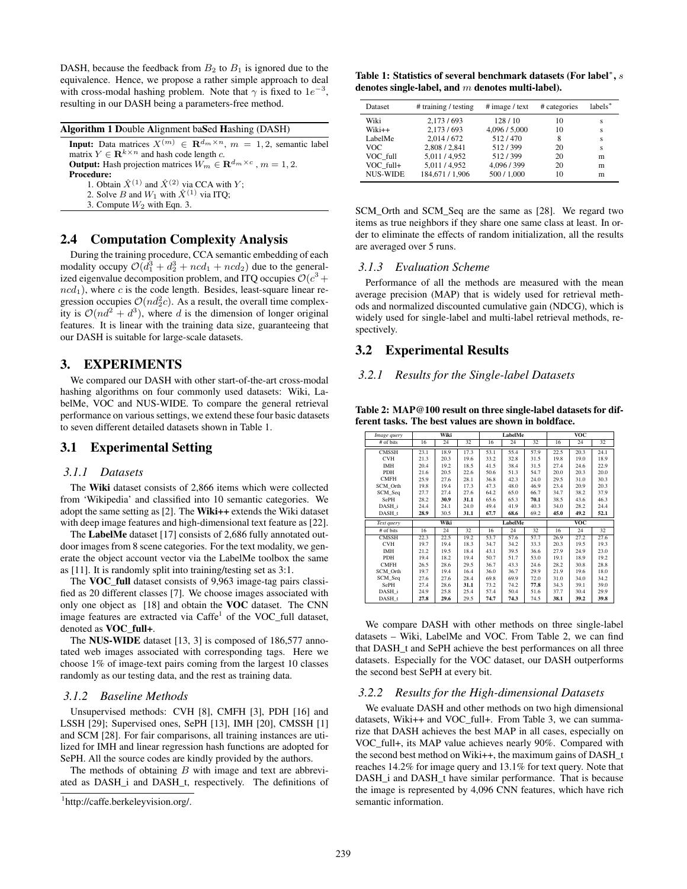DASH, because the feedback from $B_2$ to $B_1$ is ignored due to the equivalence. Hence, we propose a rather simple approach to deal with cross-modal hashing problem. Note that $\gamma$ is fixed to $1e^{-3}$, resulting in our DASH being a parameters-free method.

**Algorithm 1 D**ouble **A**lignment ba**S**ed **H**ashing (DASH)

**Input:** Data matrices $X^{(m)} \in \mathbf{R}^{d_m \times n}$, $m = 1, 2$, semantic label matrix $Y \in \mathbf{R}^{k \times n}$ and hash code length $c$.
**Output:** Hash projection matrices $W_m \in \mathbf{R}^{d_m \times c}$, $m = 1, 2$.
**Procedure:**
1. Obtain $\hat{X}^{(1)}$ and $\hat{X}^{(2)}$ via CCA with $Y$;
2. Solve $B$ and $W_1$ with $\hat{X}^{(1)}$ via ITQ;
3. Compute $W_2$ with Eqn. 3.

## 2.4 Computation Complexity Analysis

During the training procedure, CCA semantic embedding of each modality occupy $\mathcal{O}(d_1^3 + d_2^3 + ncd_1 + ncd_2)$ due to the generalized eigenvalue decomposition problem, and ITQ occupies $\mathcal{O}(c^3 + ncd_1)$, where $c$ is the code length. Besides, least-square linear regression occupies $\mathcal{O}(nd_2^2c)$. As a result, the overall time complexity is $\mathcal{O}(nd^2 + d^3)$, where $d$ is the dimension of longer original features. It is linear with the training data size, guaranteeing that our DASH is suitable for large-scale datasets.

# 3. EXPERIMENTS

We compared our DASH with other start-of-the-art cross-modal hashing algorithms on four commonly used datasets: Wiki, LabelMe, VOC and NUS-WIDE. To compare the general retrieval performance on various settings, we extend these four basic datasets to seven different detailed datasets shown in Table 1.

## 3.1 Experimental Setting

### 3.1.1 Datasets

The **Wiki** dataset consists of 2,866 items which were collected from 'Wikipedia' and classified into 10 semantic categories. We adopt the same setting as [2]. The **Wiki++** extends the Wiki dataset with deep image features and high-dimensional text feature as [22].

The **LabelMe** dataset [17] consists of 2,686 fully annotated outdoor images from 8 scene categories. For the text modality, we generate the object account vector via the LabelMe toolbox the same as [11]. It is randomly split into training/testing set as 3:1.

The **VOC_full** dataset consists of 9,963 image-tag pairs classified as 20 different classes [7]. We choose images associated with only one object as [18] and obtain the **VOC** dataset. The CNN image features are extracted via Caffe[1] of the VOC_full dataset, denoted as **VOC_full+**.

The **NUS-WIDE** dataset [13, 3] is composed of 186,577 annotated web images associated with corresponding tags. Here we choose 1% of image-text pairs coming from the largest 10 classes randomly as our testing data, and the rest as training data.

### 3.1.2 Baseline Methods

Unsupervised methods: CVH [8], CMFH [3], PDH [16] and LSSH [29]; Supervised ones, SePH [13], IMH [20], CMSSH [1] and SCM [28]. For fair comparisons, all training instances are utilized for IMH and linear regression hash functions are adopted for SePH. All the source codes are kindly provided by the authors.

The methods of obtaining $B$ with image and text are abbreviated as DASH_i and DASH_t, respectively. The definitions of SCM_Orth and SCM_Seq are the same as [28]. We regard two items as true neighbors if they share one same class at least. In order to eliminate the effects of random initialization, all the results are averaged over 5 runs.

[1] http://caffe.berkeleyvision.org/.

**Table 1: Statistics of several benchmark datasets (For label*, $s$ denotes single-label, and $m$ denotes multi-label).**

| Dataset | # training / testing | # image / text | # categories | labels* |
|---|---|---|---|---|
| Wiki | 2,173 / 693 | 128 / 10 | 10 | s |
| Wiki++ | 2,173 / 693 | 4,096 / 5,000 | 10 | s |
| LabelMe | 2,014 / 672 | 512 / 470 | 8 | s |
| VOC | 2,808 / 2,841 | 512 / 399 | 20 | s |
| VOC_full | 5,011 / 4,952 | 512 / 399 | 20 | m |
| VOC_full+ | 5,011 / 4,952 | 4,096 / 399 | 20 | m |
| NUS-WIDE | 184,671 / 1,906 | 500 / 1,000 | 10 | m |

### 3.1.3 Evaluation Scheme

Performance of all the methods are measured with the mean average precision (MAP) that is widely used for retrieval methods and normalized discounted cumulative gain (NDCG), which is widely used for single-label and multi-label retrieval methods, respectively.

## 3.2 Experimental Results

### 3.2.1 Results for the Single-label Datasets

**Table 2: MAP@100 result on three single-label datasets for different tasks. The best values are shown in boldface.**

| *Image query* | Wiki | | | LabelMe | | | VOC | | |
|---|---|---|---|---|---|---|---|---|---|
| # of bits | 16 | 24 | 32 | 16 | 24 | 32 | 16 | 24 | 32 |
| CMSSH | 23.1 | 18.9 | 17.3 | 53.1 | 55.4 | 57.9 | 22.5 | 20.3 | 24.1 |
| CVH | 21.3 | 20.3 | 19.6 | 33.2 | 32.8 | 31.5 | 19.8 | 19.0 | 18.9 |
| IMH | 20.4 | 19.2 | 18.5 | 41.5 | 38.4 | 31.5 | 27.4 | 24.6 | 22.9 |
| PDH | 21.6 | 20.5 | 22.6 | 50.6 | 51.3 | 54.7 | 20.0 | 20.3 | 20.0 |
| CMFH | 25.9 | 27.6 | 28.1 | 36.8 | 42.3 | 24.0 | 29.5 | 31.0 | 30.3 |
| SCM_Orth | 19.8 | 19.4 | 17.3 | 47.3 | 48.0 | 46.9 | 23.4 | 20.9 | 20.3 |
| SCM_Seq | 27.7 | 27.4 | 27.6 | 64.2 | 65.0 | 66.7 | 34.7 | 38.2 | 37.9 |
| SePH | 28.2 | **30.9** | **31.1** | 65.6 | 65.3 | **70.1** | 38.5 | 43.6 | 46.3 |
| DASH_i | 24.4 | 24.1 | 24.0 | 49.4 | 41.9 | 40.3 | 34.0 | 28.2 | 24.4 |
| DASH_t | **28.9** | 30.5 | **31.1** | **67.7** | **68.6** | 69.2 | **45.0** | **49.2** | **52.1** |
| *Text query* | Wiki | | | LabelMe | | | VOC | | |
| # of bits | 16 | 24 | 32 | 16 | 24 | 32 | 16 | 24 | 32 |
| CMSSH | 22.3 | 22.5 | 19.2 | 53.7 | 57.6 | 57.7 | 26.9 | 27.2 | 27.6 |
| CVH | 19.7 | 19.4 | 18.3 | 34.7 | 34.2 | 33.3 | 20.3 | 19.5 | 19.3 |
| IMH | 21.2 | 19.5 | 18.4 | 43.1 | 39.5 | 36.6 | 27.9 | 24.9 | 23.0 |
| PDH | 19.4 | 18.2 | 19.4 | 50.7 | 51.7 | 53.0 | 19.1 | 18.9 | 19.2 |
| CMFH | 26.5 | 28.6 | 29.5 | 36.7 | 43.3 | 24.6 | 28.2 | 30.8 | 28.8 |
| SCM_Orth | 19.7 | 19.4 | 16.4 | 36.0 | 36.7 | 29.9 | 21.9 | 19.6 | 18.0 |
| SCM_Seq | 27.6 | 27.6 | 28.4 | 69.8 | 69.9 | 72.0 | 31.0 | 34.0 | 34.2 |
| SePH | 27.4 | 28.6 | **31.1** | 73.2 | 74.2 | **77.8** | 34.3 | 39.1 | 39.0 |
| DASH_i | 24.9 | 25.8 | 25.4 | 57.4 | 50.4 | 51.6 | 37.7 | 30.4 | 29.9 |
| DASH_t | **27.8** | **29.6** | 29.5 | **74.7** | **74.3** | 74.5 | **38.1** | **39.2** | **39.8** |

We compare DASH with other methods on three single-label datasets – Wiki, LabelMe and VOC. From Table 2, we can find that DASH_t and SePH achieve the best performances on all three datasets. Especially for the VOC dataset, our DASH outperforms the second best SePH at every bit.

### 3.2.2 Results for the High-dimensional Datasets

We evaluate DASH and other methods on two high dimensional datasets, Wiki++ and VOC_full+. From Table 3, we can summarize that DASH achieves the best MAP in all cases, especially on VOC_full+, its MAP value achieves nearly 90%. Compared with the second best method on Wiki++, the maximum gains of DASH_t reaches 14.2% for image query and 13.1% for text query. Note that DASH_i and DASH_t have similar performance. That is because the image is represented by 4,096 CNN features, which have rich semantic information.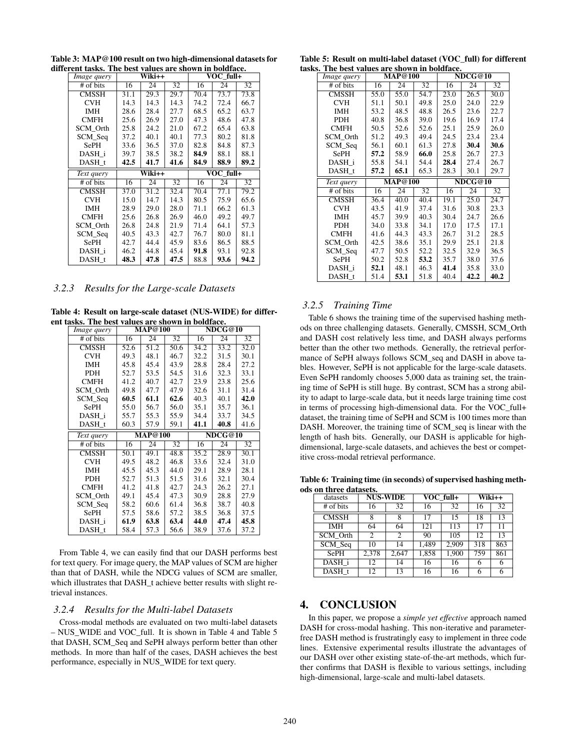**Table 3: MAP@100 result on two high-dimensional datasets for different tasks. The best values are shown in boldface.**

| *Image query* | Wiki++ | | | VOC_full+ | | |
|---|---|---|---|---|---|---|
| # of bits | 16 | 24 | 32 | 16 | 24 | 32 |
| CMSSH | 31.1 | 29.3 | 29.7 | 70.4 | 73.7 | 73.8 |
| CVH | 14.3 | 14.3 | 14.3 | 74.2 | 72.4 | 66.7 |
| IMH | 28.6 | 28.4 | 27.7 | 68.5 | 65.2 | 63.7 |
| CMFH | 25.6 | 26.9 | 27.0 | 47.3 | 48.6 | 47.8 |
| SCM_Orth | 25.8 | 24.2 | 21.0 | 67.2 | 65.4 | 63.8 |
| SCM_Seq | 37.2 | 40.1 | 40.1 | 77.3 | 80.2 | 81.8 |
| SePH | 33.6 | 36.5 | 37.0 | 82.8 | 84.8 | 87.3 |
| DASH_i | 39.7 | 38.5 | 38.2 | **84.9** | 88.1 | 88.1 |
| DASH_t | **42.5** | **41.7** | **41.6** | **84.9** | **88.9** | **89.2** |
| *Text query* | Wiki++ | | | VOC_full+ | | |
| # of bits | 16 | 24 | 32 | 16 | 24 | 32 |
| CMSSH | 37.0 | 31.2 | 32.4 | 70.4 | 77.1 | 79.2 |
| CVH | 15.0 | 14.7 | 14.3 | 80.5 | 75.9 | 65.6 |
| IMH | 28.9 | 29.0 | 28.0 | 71.1 | 66.2 | 61.3 |
| CMFH | 25.6 | 26.8 | 26.9 | 46.0 | 49.2 | 49.7 |
| SCM_Orth | 26.8 | 24.8 | 21.9 | 71.4 | 64.1 | 57.3 |
| SCM_Seq | 40.5 | 43.3 | 42.7 | 76.7 | 80.0 | 81.1 |
| SePH | 42.7 | 44.4 | 45.9 | 83.6 | 86.5 | 88.5 |
| DASH_i | 46.2 | 44.8 | 45.4 | **91.8** | 93.1 | 92.8 |
| DASH_t | **48.3** | **47.8** | **47.5** | 88.8 | **93.6** | **94.2** |

### 3.2.3 Results for the Large-scale Datasets

**Table 4: Result on large-scale dataset (NUS-WIDE) for different tasks. The best values are shown in boldface.**

| *Image query* | MAP@100 | | | NDCG@10 | | |
|---|---|---|---|---|---|---|
| # of bits | 16 | 24 | 32 | 16 | 24 | 32 |
| CMSSH | 52.6 | 51.2 | 50.6 | 34.2 | 33.2 | 32.0 |
| CVH | 49.3 | 48.1 | 46.7 | 32.2 | 31.5 | 30.1 |
| IMH | 45.8 | 45.4 | 43.9 | 28.8 | 28.4 | 27.2 |
| PDH | 52.7 | 53.5 | 54.5 | 31.6 | 32.3 | 33.1 |
| CMFH | 41.2 | 40.7 | 42.7 | 23.9 | 23.8 | 25.6 |
| SCM_Orth | 49.8 | 47.7 | 47.9 | 32.6 | 31.1 | 31.4 |
| SCM_Seq | **60.5** | **61.1** | **62.6** | 40.3 | 40.1 | **42.0** |
| SePH | 55.0 | 56.7 | 56.0 | 35.1 | 35.7 | 36.1 |
| DASH_i | 55.7 | 55.3 | 55.9 | 34.4 | 33.7 | 34.5 |
| DASH_t | 60.3 | 57.9 | 59.1 | **41.1** | **40.8** | 41.6 |
| *Text query* | MAP@100 | | | NDCG@10 | | |
| # of bits | 16 | 24 | 32 | 16 | 24 | 32 |
| CMSSH | 50.1 | 49.1 | 48.8 | 35.2 | 28.9 | 30.1 |
| CVH | 49.5 | 48.2 | 46.8 | 33.6 | 32.4 | 31.0 |
| IMH | 45.5 | 45.3 | 44.0 | 29.1 | 28.9 | 28.1 |
| PDH | 52.7 | 51.3 | 51.5 | 31.6 | 32.1 | 30.4 |
| CMFH | 41.2 | 41.8 | 42.7 | 24.3 | 26.2 | 27.1 |
| SCM_Orth | 49.1 | 45.4 | 47.3 | 30.9 | 28.8 | 27.9 |
| SCM_Seq | 58.2 | 60.6 | 61.4 | 36.8 | 38.7 | 40.8 |
| SePH | 57.5 | 58.6 | 57.2 | 38.5 | 36.8 | 37.5 |
| DASH_i | **61.9** | **63.8** | **63.4** | **44.0** | **47.4** | **45.8** |
| DASH_t | 58.4 | 57.3 | 56.6 | 38.9 | 37.6 | 37.2 |

From Table 4, we can easily find that our DASH performs best for text query. For image query, the MAP values of SCM are higher than that of DASH, while the NDCG values of SCM are smaller, which illustrates that DASH_t achieve better results with slight retrieval instances.

### 3.2.4 Results for the Multi-label Datasets

Cross-modal methods are evaluated on two multi-label datasets – NUS_WIDE and VOC_full. It is shown in Table 4 and Table 5 that DASH, SCM_Seq and SePH always perform better than other methods. In more than half of the cases, DASH achieves the best performance, especially in NUS_WIDE for text query.

**Table 5: Result on multi-label dataset (VOC_full) for different tasks. The best values are shown in boldface.**

| *Image query* | MAP@100 | | | NDCG@10 | | |
|---|---|---|---|---|---|---|
| # of bits | 16 | 24 | 32 | 16 | 24 | 32 |
| CMSSH | 55.0 | 55.0 | 54.7 | 23.0 | 26.5 | 30.0 |
| CVH | 51.1 | 50.1 | 49.8 | 25.0 | 24.0 | 22.9 |
| IMH | 53.2 | 48.5 | 48.8 | 26.5 | 23.6 | 22.7 |
| PDH | 40.8 | 36.8 | 39.0 | 19.6 | 16.9 | 17.4 |
| CMFH | 50.5 | 52.6 | 52.6 | 25.1 | 25.9 | 26.0 |
| SCM_Orth | 51.2 | 49.3 | 49.4 | 24.5 | 23.4 | 23.4 |
| SCM_Seq | 56.1 | 60.1 | 61.3 | 27.8 | **30.4** | **30.6** |
| SePH | **57.2** | 58.9 | **66.0** | 25.8 | 26.7 | 27.3 |
| DASH_i | 55.8 | 54.1 | 54.4 | **28.4** | 27.4 | 26.7 |
| DASH_t | **57.2** | **65.1** | 65.3 | 28.3 | 30.1 | 29.7 |
| *Text query* | MAP@100 | | | NDCG@10 | | |
| # of bits | 16 | 24 | 32 | 16 | 24 | 32 |
| CMSSH | 36.4 | 40.0 | 40.4 | 19.1 | 25.0 | 24.7 |
| CVH | 43.5 | 41.9 | 37.4 | 31.6 | 30.8 | 23.3 |
| IMH | 45.7 | 39.9 | 40.3 | 30.4 | 24.7 | 26.6 |
| PDH | 34.0 | 33.8 | 34.1 | 17.0 | 17.5 | 17.1 |
| CMFH | 41.6 | 44.3 | 43.3 | 26.7 | 31.2 | 28.5 |
| SCM_Orth | 42.5 | 38.6 | 35.1 | 29.9 | 25.1 | 21.8 |
| SCM_Seq | 47.7 | 50.5 | 52.2 | 32.5 | 32.9 | 36.5 |
| SePH | 50.2 | 52.8 | **53.2** | 35.7 | 38.0 | 37.6 |
| DASH_i | **52.1** | 48.1 | 46.3 | **41.4** | 35.8 | 33.0 |
| DASH_t | 51.4 | **53.1** | 51.8 | 40.4 | **42.2** | **40.2** |

### 3.2.5 Training Time

Table 6 shows the training time of the supervised hashing methods on three challenging datasets. Generally, CMSSH, SCM_Orth and DASH cost relatively less time, and DASH always performs better than the other two methods. Generally, the retrieval performance of SePH always follows SCM_seq and DASH in above tables. However, SePH is not applicable for the large-scale datasets. Even SePH randomly chooses 5,000 data as training set, the training time of SePH is still huge. By contrast, SCM has a strong ability to adapt to large-scale data, but it needs large training time cost in terms of processing high-dimensional data. For the VOC_full+ dataset, the training time of SePH and SCM is 100 times more than DASH. Moreover, the training time of SCM_seq is linear with the length of hash bits. Generally, our DASH is applicable for high-dimensional, large-scale datasets, and achieves the best or competitive cross-modal retrieval performance.

**Table 6: Training time (in seconds) of supervised hashing methods on three datasets.**

| datasets | NUS-WIDE | | VOC_full+ | | Wiki++ | |
|---|---|---|---|---|---|---|
| # of bits | 16 | 32 | 16 | 32 | 16 | 32 |
| CMSSH | 8 | 8 | 17 | 15 | 18 | 13 |
| IMH | 64 | 64 | 121 | 113 | 17 | 11 |
| SCM_Orth | 2 | 2 | 90 | 105 | 12 | 13 |
| SCM_Seq | 10 | 14 | 1,489 | 2,909 | 318 | 863 |
| SePH | 2,378 | 2,647 | 1,858 | 1,900 | 759 | 861 |
| DASH_i | 12 | 14 | 16 | 16 | 6 | 6 |
| DASH_t | 12 | 13 | 16 | 16 | 6 | 6 |

## 4. CONCLUSION

In this paper, we propose a *simple yet effective* approach named DASH for cross-modal hashing. This non-iterative and parameter-free DASH method is frustratingly easy to implement in three code lines. Extensive experimental results illustrate the advantages of our DASH over other existing state-of-the-art methods, which further confirms that DASH is flexible to various settings, including high-dimensional, large-scale and multi-label datasets.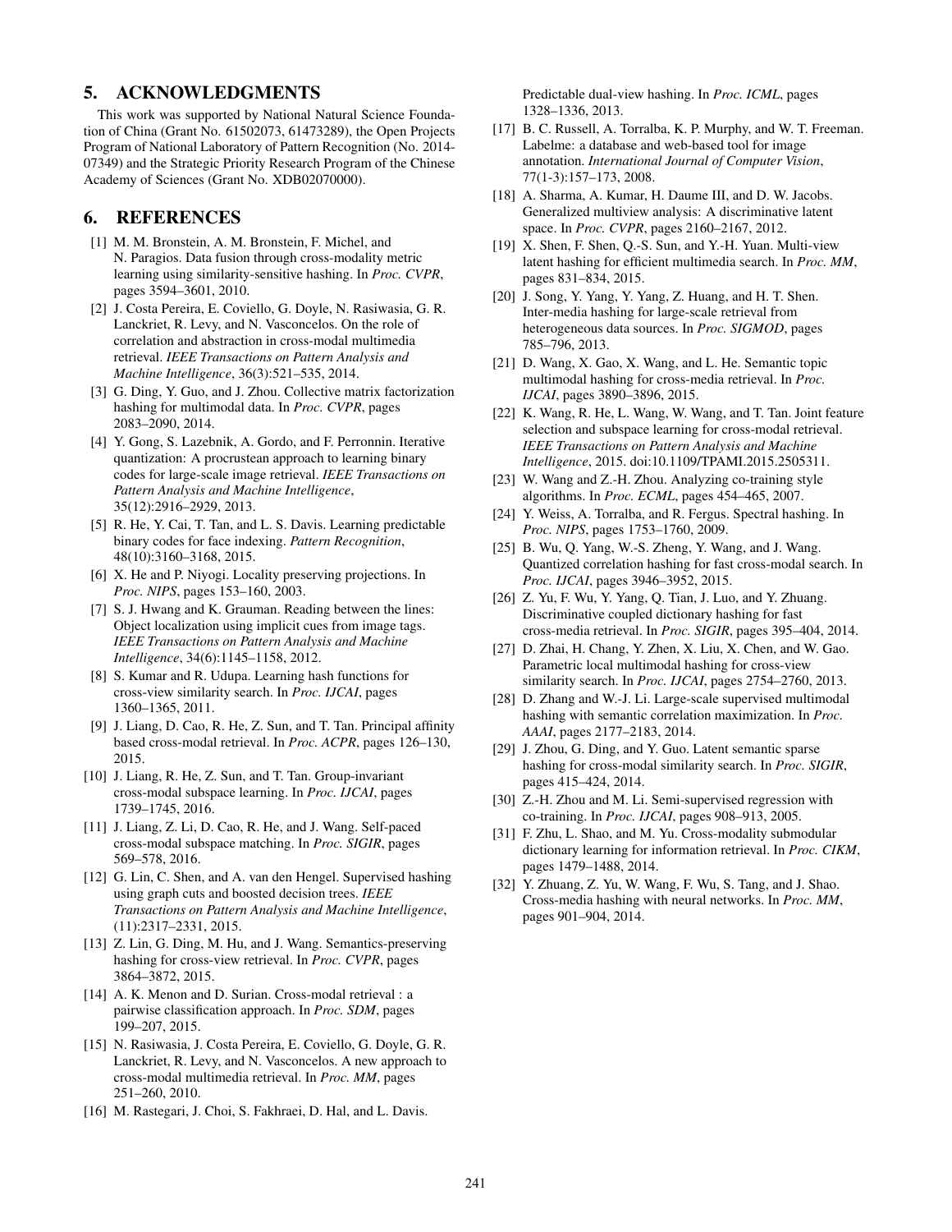## 5. ACKNOWLEDGMENTS

This work was supported by National Natural Science Foundation of China (Grant No. 61502073, 61473289), the Open Projects Program of National Laboratory of Pattern Recognition (No. 2014-07349) and the Strategic Priority Research Program of the Chinese Academy of Sciences (Grant No. XDB02070000).

## 6. REFERENCES

[1] M. M. Bronstein, A. M. Bronstein, F. Michel, and N. Paragios. Data fusion through cross-modality metric learning using similarity-sensitive hashing. In *Proc. CVPR*, pages 3594–3601, 2010.

[2] J. Costa Pereira, E. Coviello, G. Doyle, N. Rasiwasia, G. R. Lanckriet, R. Levy, and N. Vasconcelos. On the role of correlation and abstraction in cross-modal multimedia retrieval. *IEEE Transactions on Pattern Analysis and Machine Intelligence*, 36(3):521–535, 2014.

[3] G. Ding, Y. Guo, and J. Zhou. Collective matrix factorization hashing for multimodal data. In *Proc. CVPR*, pages 2083–2090, 2014.

[4] Y. Gong, S. Lazebnik, A. Gordo, and F. Perronnin. Iterative quantization: A procrustean approach to learning binary codes for large-scale image retrieval. *IEEE Transactions on Pattern Analysis and Machine Intelligence*, 35(12):2916–2929, 2013.

[5] R. He, Y. Cai, T. Tan, and L. S. Davis. Learning predictable binary codes for face indexing. *Pattern Recognition*, 48(10):3160–3168, 2015.

[6] X. He and P. Niyogi. Locality preserving projections. In *Proc. NIPS*, pages 153–160, 2003.

[7] S. J. Hwang and K. Grauman. Reading between the lines: Object localization using implicit cues from image tags. *IEEE Transactions on Pattern Analysis and Machine Intelligence*, 34(6):1145–1158, 2012.

[8] S. Kumar and R. Udupa. Learning hash functions for cross-view similarity search. In *Proc. IJCAI*, pages 1360–1365, 2011.

[9] J. Liang, D. Cao, R. He, Z. Sun, and T. Tan. Principal affinity based cross-modal retrieval. In *Proc. ACPR*, pages 126–130, 2015.

[10] J. Liang, R. He, Z. Sun, and T. Tan. Group-invariant cross-modal subspace learning. In *Proc. IJCAI*, pages 1739–1745, 2016.

[11] J. Liang, Z. Li, D. Cao, R. He, and J. Wang. Self-paced cross-modal subspace matching. In *Proc. SIGIR*, pages 569–578, 2016.

[12] G. Lin, C. Shen, and A. van den Hengel. Supervised hashing using graph cuts and boosted decision trees. *IEEE Transactions on Pattern Analysis and Machine Intelligence*, (11):2317–2331, 2015.

[13] Z. Lin, G. Ding, M. Hu, and J. Wang. Semantics-preserving hashing for cross-view retrieval. In *Proc. CVPR*, pages 3864–3872, 2015.

[14] A. K. Menon and D. Surian. Cross-modal retrieval : a pairwise classification approach. In *Proc. SDM*, pages 199–207, 2015.

[15] N. Rasiwasia, J. Costa Pereira, E. Coviello, G. Doyle, G. R. Lanckriet, R. Levy, and N. Vasconcelos. A new approach to cross-modal multimedia retrieval. In *Proc. MM*, pages 251–260, 2010.

[16] M. Rastegari, J. Choi, S. Fakhraei, D. Hal, and L. Davis. Predictable dual-view hashing. In *Proc. ICML*, pages 1328–1336, 2013.

[17] B. C. Russell, A. Torralba, K. P. Murphy, and W. T. Freeman. Labelme: a database and web-based tool for image annotation. *International Journal of Computer Vision*, 77(1-3):157–173, 2008.

[18] A. Sharma, A. Kumar, H. Daume III, and D. W. Jacobs. Generalized multiview analysis: A discriminative latent space. In *Proc. CVPR*, pages 2160–2167, 2012.

[19] X. Shen, F. Shen, Q.-S. Sun, and Y.-H. Yuan. Multi-view latent hashing for efficient multimedia search. In *Proc. MM*, pages 831–834, 2015.

[20] J. Song, Y. Yang, Y. Yang, Z. Huang, and H. T. Shen. Inter-media hashing for large-scale retrieval from heterogeneous data sources. In *Proc. SIGMOD*, pages 785–796, 2013.

[21] D. Wang, X. Gao, X. Wang, and L. He. Semantic topic multimodal hashing for cross-media retrieval. In *Proc. IJCAI*, pages 3890–3896, 2015.

[22] K. Wang, R. He, L. Wang, W. Wang, and T. Tan. Joint feature selection and subspace learning for cross-modal retrieval. *IEEE Transactions on Pattern Analysis and Machine Intelligence*, 2015. doi:10.1109/TPAMI.2015.2505311.

[23] W. Wang and Z.-H. Zhou. Analyzing co-training style algorithms. In *Proc. ECML*, pages 454–465, 2007.

[24] Y. Weiss, A. Torralba, and R. Fergus. Spectral hashing. In *Proc. NIPS*, pages 1753–1760, 2009.

[25] B. Wu, Q. Yang, W.-S. Zheng, Y. Wang, and J. Wang. Quantized correlation hashing for fast cross-modal search. In *Proc. IJCAI*, pages 3946–3952, 2015.

[26] Z. Yu, F. Wu, Y. Yang, Q. Tian, J. Luo, and Y. Zhuang. Discriminative coupled dictionary hashing for fast cross-media retrieval. In *Proc. SIGIR*, pages 395–404, 2014.

[27] D. Zhai, H. Chang, Y. Zhen, X. Liu, X. Chen, and W. Gao. Parametric local multimodal hashing for cross-view similarity search. In *Proc. IJCAI*, pages 2754–2760, 2013.

[28] D. Zhang and W.-J. Li. Large-scale supervised multimodal hashing with semantic correlation maximization. In *Proc. AAAI*, pages 2177–2183, 2014.

[29] J. Zhou, G. Ding, and Y. Guo. Latent semantic sparse hashing for cross-modal similarity search. In *Proc. SIGIR*, pages 415–424, 2014.

[30] Z.-H. Zhou and M. Li. Semi-supervised regression with co-training. In *Proc. IJCAI*, pages 908–913, 2005.

[31] F. Zhu, L. Shao, and M. Yu. Cross-modality submodular dictionary learning for information retrieval. In *Proc. CIKM*, pages 1479–1488, 2014.

[32] Y. Zhuang, Z. Yu, W. Wang, F. Wu, S. Tang, and J. Shao. Cross-media hashing with neural networks. In *Proc. MM*, pages 901–904, 2014.